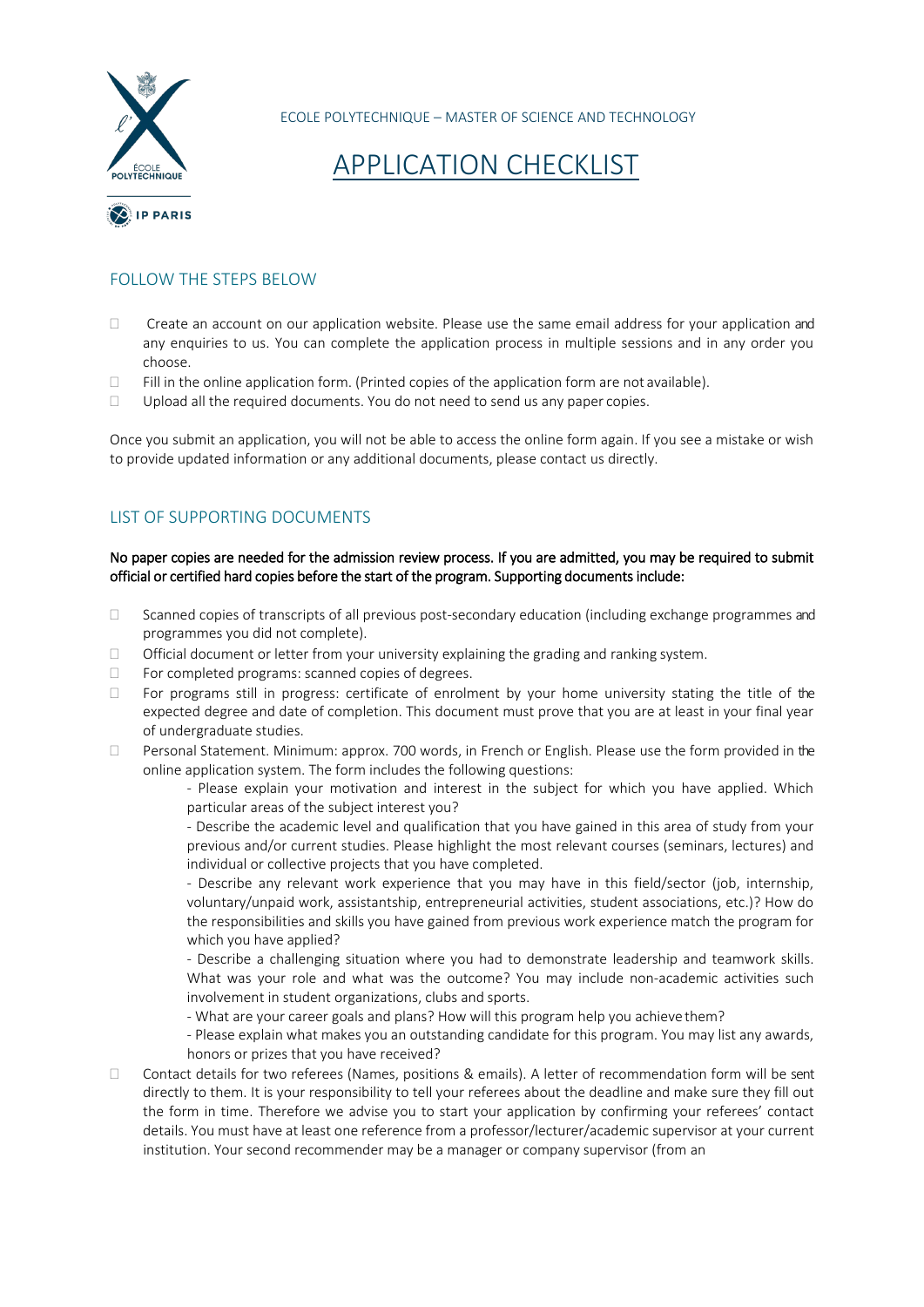ECOLE POLYTECHNIQUE – MASTER OF SCIENCE AND TECHNOLOGY

# APPLICATION CHECKLIST

## FOLLOW THE STEPS BELOW

- ☐ Create an account on our application website. Please use the same email address for your application and any enquiries to us. You can complete the application process in multiple sessions and in any order you choose.
- ☐ Fill in the online application form. (Printed copies of the application form are not available).
- ☐ Upload all the required documents. You do not need to send us any paper copies.

Once you submit an application, you will not be able to access the online form again. If you see a mistake or wish to provide updated information or any additional documents, please contact us directly.

## LIST OF SUPPORTING DOCUMENTS

**No paper copies are needed for the admission review process. If you are admitted, you may be required to submit official or certified hard copies before the start of the program. Supporting documents include:**

- ☐ Scanned copies of transcripts of all previous post-secondary education (including exchange programmes and programmes you did not complete).
- ☐ Official document or letter from your university explaining the grading and ranking system.
- ☐ For completed programs: scanned copies of degrees.
- ☐ For programs still in progress: certificate of enrolment by your home university stating the title of the expected degree and date of completion. This document must prove that you are at least in your final year of undergraduate studies.
- ☐ Personal Statement. Minimum: approx. 700 words, in French or English. Please use the form provided in the online application system. The form includes the following questions:
  - Please explain your motivation and interest in the subject for which you have applied. Which particular areas of the subject interest you?
  - Describe the academic level and qualification that you have gained in this area of study from your previous and/or current studies. Please highlight the most relevant courses (seminars, lectures) and individual or collective projects that you have completed.
  - Describe any relevant work experience that you may have in this field/sector (job, internship, voluntary/unpaid work, assistantship, entrepreneurial activities, student associations, etc.)? How do the responsibilities and skills you have gained from previous work experience match the program for which you have applied?
  - Describe a challenging situation where you had to demonstrate leadership and teamwork skills. What was your role and what was the outcome? You may include non-academic activities such involvement in student organizations, clubs and sports.
  - What are your career goals and plans? How will this program help you achieve them?
  - Please explain what makes you an outstanding candidate for this program. You may list any awards, honors or prizes that you have received?
- ☐ Contact details for two referees (Names, positions & emails). A letter of recommendation form will be sent directly to them. It is your responsibility to tell your referees about the deadline and make sure they fill out the form in time. Therefore we advise you to start your application by confirming your referees' contact details. You must have at least one reference from a professor/lecturer/academic supervisor at your current institution. Your second recommender may be a manager or company supervisor (from an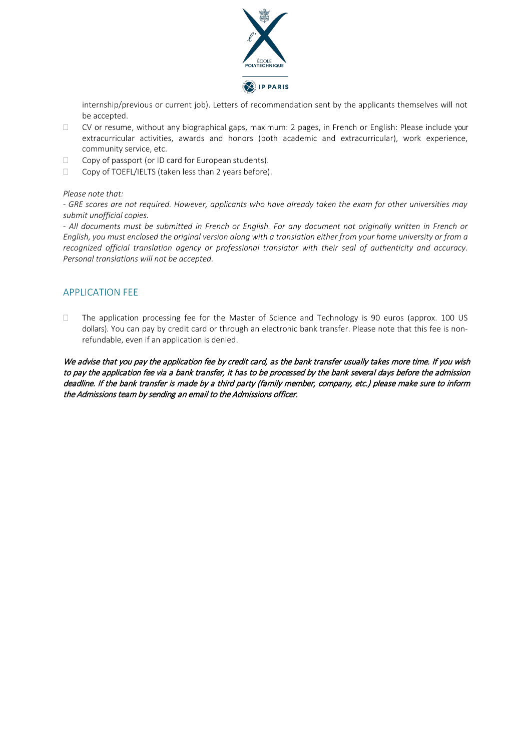internship/previous or current job). Letters of recommendation sent by the applicants themselves will not be accepted.

- CV or resume, without any biographical gaps, maximum: 2 pages, in French or English: Please include your extracurricular activities, awards and honors (both academic and extracurricular), work experience, community service, etc.
- Copy of passport (or ID card for European students).
- Copy of TOEFL/IELTS (taken less than 2 years before).

*Please note that:*

*- GRE scores are not required. However, applicants who have already taken the exam for other universities may submit unofficial copies.*

*- All documents must be submitted in French or English. For any document not originally written in French or English, you must enclosed the original version along with a translation either from your home university or from a recognized official translation agency or professional translator with their seal of authenticity and accuracy. Personal translations will not be accepted.*

## APPLICATION FEE

- The application processing fee for the Master of Science and Technology is 90 euros (approx. 100 US dollars). You can pay by credit card or through an electronic bank transfer. Please note that this fee is non-refundable, even if an application is denied.

*We advise that you pay the application fee by credit card, as the bank transfer usually takes more time. If you wish to pay the application fee via a bank transfer, it has to be processed by the bank several days before the admission deadline. If the bank transfer is made by a third party (family member, company, etc.) please make sure to inform the Admissions team by sending an email to the Admissions officer.*